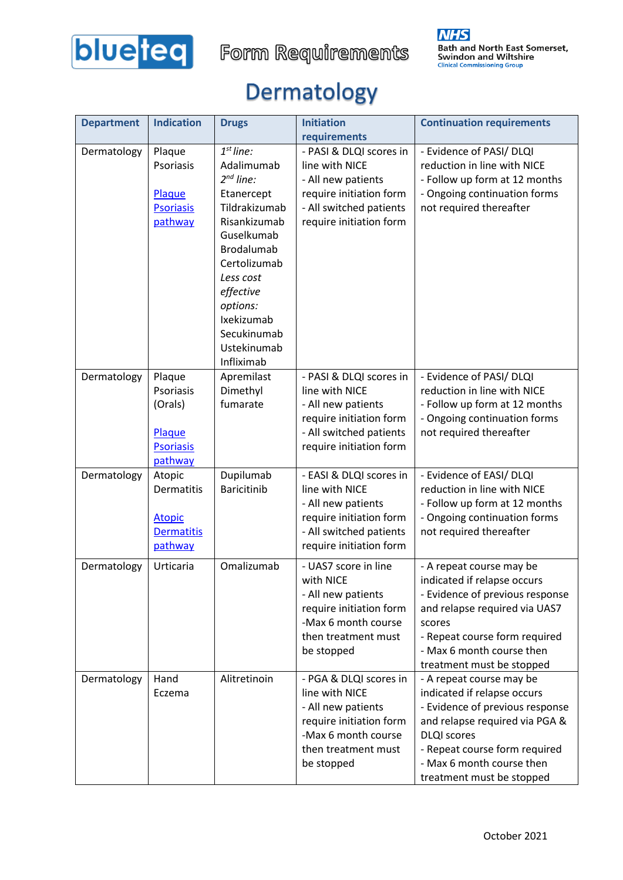# Form Requirements

Bath and North East Somerset, Swindon and Wiltshire Clinical Commissioning Group

## Dermatology

| Department | Indication | Drugs | Initiation requirements | Continuation requirements |
| --- | --- | --- | --- | --- |
| Dermatology | Plaque Psoriasis<br><br>Plaque Psoriasis pathway | *1st line:*<br>Adalimumab<br>*2nd line:*<br>Etanercept<br>Tildrakizumab<br>Risankizumab<br>Guselkumab<br>Brodalumab<br>Certolizumab<br>*Less cost effective options:*<br>Ixekizumab<br>Secukinumab<br>Ustekinumab<br>Infliximab | - PASI & DLQI scores in line with NICE<br>- All new patients require initiation form<br>- All switched patients require initiation form | - Evidence of PASI/ DLQI reduction in line with NICE<br>- Follow up form at 12 months<br>- Ongoing continuation forms not required thereafter |
| Dermatology | Plaque Psoriasis (Orals)<br><br>Plaque Psoriasis pathway | Apremilast<br>Dimethyl fumarate | - PASI & DLQI scores in line with NICE<br>- All new patients require initiation form<br>- All switched patients require initiation form | - Evidence of PASI/ DLQI reduction in line with NICE<br>- Follow up form at 12 months<br>- Ongoing continuation forms not required thereafter |
| Dermatology | Atopic Dermatitis<br><br>Atopic Dermatitis pathway | Dupilumab<br>Baricitinib | - EASI & DLQI scores in line with NICE<br>- All new patients require initiation form<br>- All switched patients require initiation form | - Evidence of EASI/ DLQI reduction in line with NICE<br>- Follow up form at 12 months<br>- Ongoing continuation forms not required thereafter |
| Dermatology | Urticaria | Omalizumab | - UAS7 score in line with NICE<br>- All new patients require initiation form<br>-Max 6 month course then treatment must be stopped | - A repeat course may be indicated if relapse occurs<br>- Evidence of previous response and relapse required via UAS7 scores<br>- Repeat course form required<br>- Max 6 month course then treatment must be stopped |
| Dermatology | Hand Eczema | Alitretinoin | - PGA & DLQI scores in line with NICE<br>- All new patients require initiation form<br>-Max 6 month course then treatment must be stopped | - A repeat course may be indicated if relapse occurs<br>- Evidence of previous response and relapse required via PGA & DLQI scores<br>- Repeat course form required<br>- Max 6 month course then treatment must be stopped |

October 2021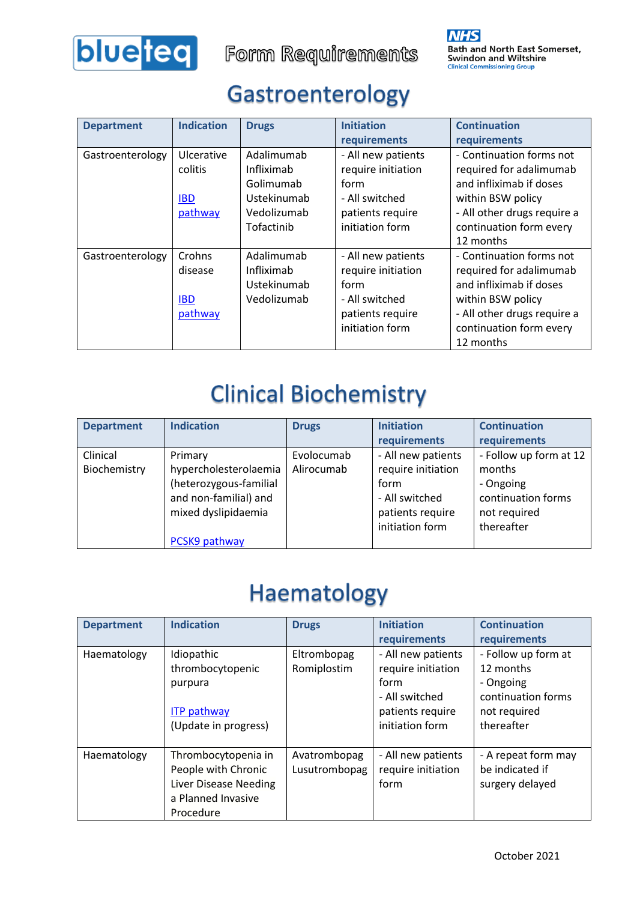# Form Requirements

## Gastroenterology

| Department | Indication | Drugs | Initiation requirements | Continuation requirements |
|---|---|---|---|---|
| Gastroenterology | Ulcerative colitis<br><br>IBD pathway | Adalimumab<br>Infliximab<br>Golimumab<br>Ustekinumab<br>Vedolizumab<br>Tofactinib | - All new patients require initiation form<br>- All switched patients require initiation form | - Continuation forms not required for adalimumab and infliximab if doses within BSW policy<br>- All other drugs require a continuation form every 12 months |
| Gastroenterology | Crohns disease<br><br>IBD pathway | Adalimumab<br>Infliximab<br>Ustekinumab<br>Vedolizumab | - All new patients require initiation form<br>- All switched patients require initiation form | - Continuation forms not required for adalimumab and infliximab if doses within BSW policy<br>- All other drugs require a continuation form every 12 months |

## Clinical Biochemistry

| Department | Indication | Drugs | Initiation requirements | Continuation requirements |
|---|---|---|---|---|
| Clinical Biochemistry | Primary hypercholesterolaemia (heterozygous-familial and non-familial) and mixed dyslipidaemia<br><br>PCSK9 pathway | Evolocumab<br>Alirocumab | - All new patients require initiation form<br>- All switched patients require initiation form | - Follow up form at 12 months<br>- Ongoing continuation forms not required thereafter |

## Haematology

| Department | Indication | Drugs | Initiation requirements | Continuation requirements |
|---|---|---|---|---|
| Haematology | Idiopathic thrombocytopenic purpura<br><br>ITP pathway<br>(Update in progress) | Eltrombopag<br>Romiplostim | - All new patients require initiation form<br>- All switched patients require initiation form | - Follow up form at 12 months<br>- Ongoing continuation forms not required thereafter |
| Haematology | Thrombocytopenia in People with Chronic Liver Disease Needing a Planned Invasive Procedure | Avatrombopag<br>Lusutrombopag | - All new patients require initiation form | - A repeat form may be indicated if surgery delayed |

October 2021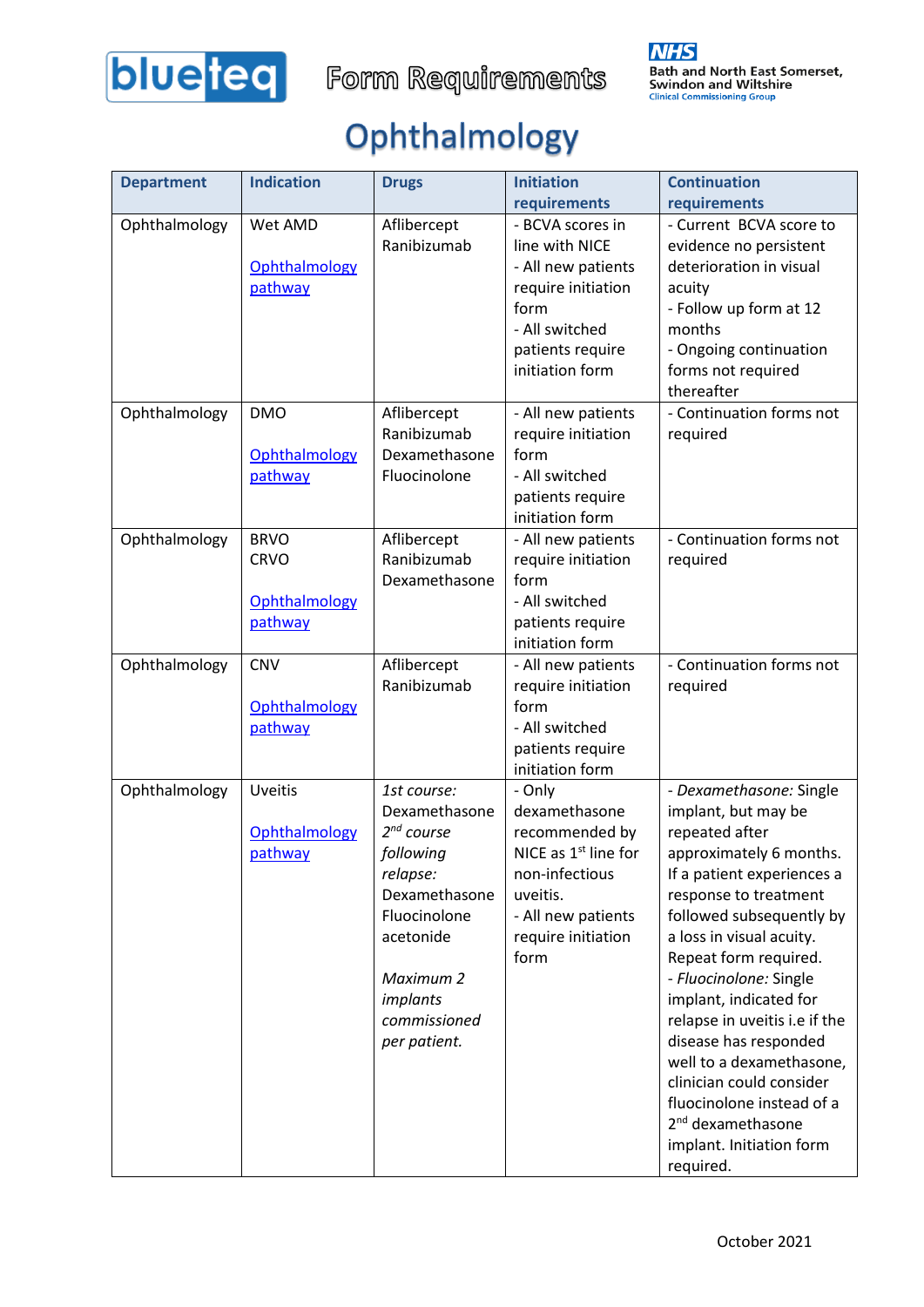# Form Requirements

# Ophthalmology

| Department | Indication | Drugs | Initiation requirements | Continuation requirements |
|---|---|---|---|---|
| Ophthalmology | Wet AMD<br><br>Ophthalmology pathway | Aflibercept<br>Ranibizumab | - BCVA scores in line with NICE<br>- All new patients require initiation form<br>- All switched patients require initiation form | - Current BCVA score to evidence no persistent deterioration in visual acuity<br>- Follow up form at 12 months<br>- Ongoing continuation forms not required thereafter |
| Ophthalmology | DMO<br><br>Ophthalmology pathway | Aflibercept<br>Ranibizumab<br>Dexamethasone<br>Fluocinolone | - All new patients require initiation form<br>- All switched patients require initiation form | - Continuation forms not required |
| Ophthalmology | BRVO<br>CRVO<br><br>Ophthalmology pathway | Aflibercept<br>Ranibizumab<br>Dexamethasone | - All new patients require initiation form<br>- All switched patients require initiation form | - Continuation forms not required |
| Ophthalmology | CNV<br><br>Ophthalmology pathway | Aflibercept<br>Ranibizumab | - All new patients require initiation form<br>- All switched patients require initiation form | - Continuation forms not required |
| Ophthalmology | Uveitis<br><br>Ophthalmology pathway | *1st course:*<br>Dexamethasone<br>*2nd course following relapse:*<br>Dexamethasone<br>Fluocinolone acetonide<br><br>*Maximum 2 implants commissioned per patient.* | - Only dexamethasone recommended by NICE as 1st line for non-infectious uveitis.<br>- All new patients require initiation form | - *Dexamethasone:* Single implant, but may be repeated after approximately 6 months. If a patient experiences a response to treatment followed subsequently by a loss in visual acuity. Repeat form required.<br>- *Fluocinolone:* Single implant, indicated for relapse in uveitis i.e if the disease has responded well to a dexamethasone, clinician could consider fluocinolone instead of a 2nd dexamethasone implant. Initiation form required. |

October 2021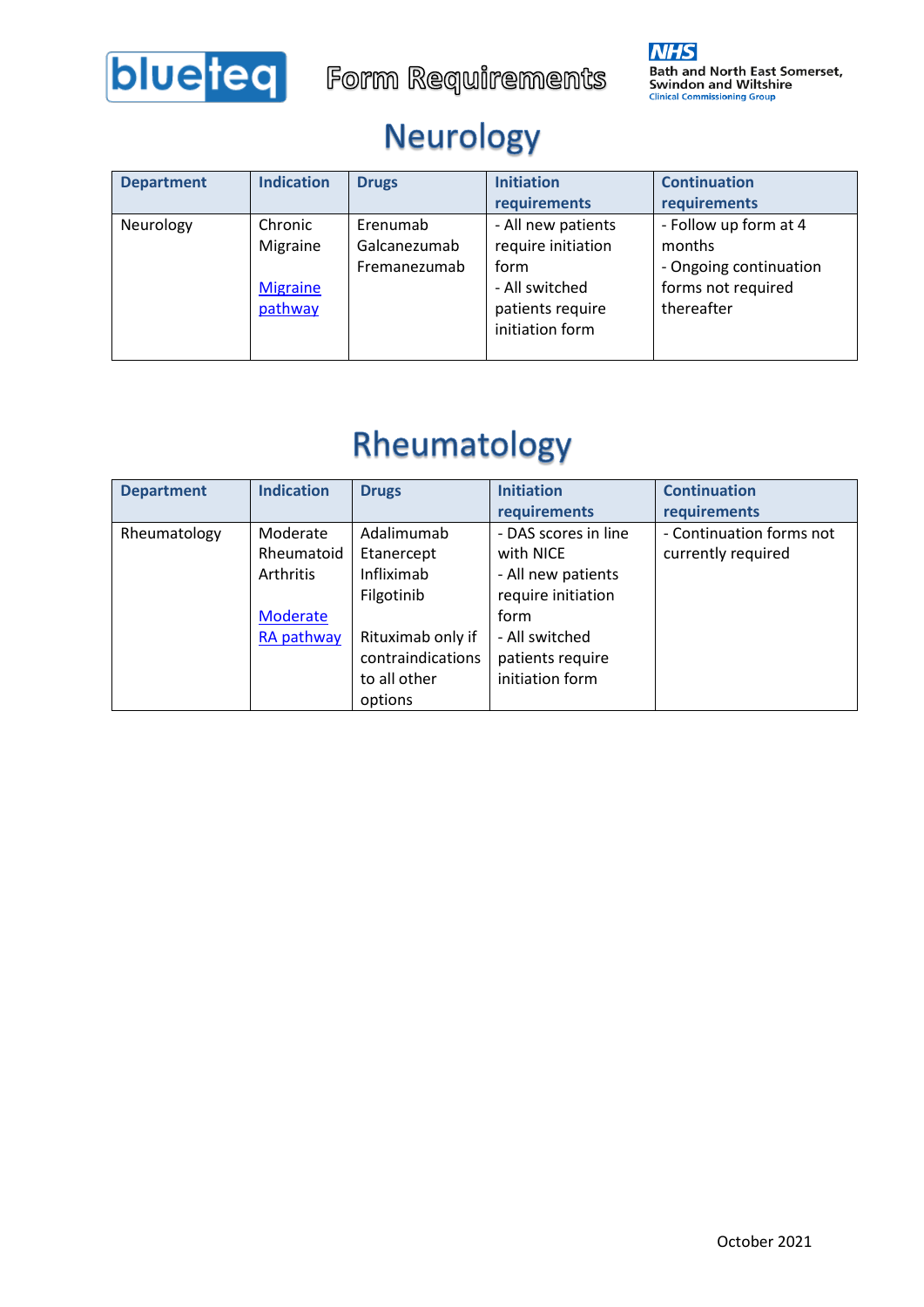# Form Requirements

Bath and North East Somerset, Swindon and Wiltshire Clinical Commissioning Group

## Neurology

| Department | Indication | Drugs | Initiation requirements | Continuation requirements |
|---|---|---|---|---|
| Neurology | Chronic Migraine<br><br>Migraine pathway | Erenumab<br>Galcanezumab<br>Fremanezumab | - All new patients require initiation form<br>- All switched patients require initiation form | - Follow up form at 4 months<br>- Ongoing continuation forms not required thereafter |

## Rheumatology

| Department | Indication | Drugs | Initiation requirements | Continuation requirements |
|---|---|---|---|---|
| Rheumatology | Moderate Rheumatoid Arthritis<br><br>Moderate RA pathway | Adalimumab<br>Etanercept<br>Infliximab<br>Filgotinib<br><br>Rituximab only if contraindications to all other options | - DAS scores in line with NICE<br>- All new patients require initiation form<br>- All switched patients require initiation form | - Continuation forms not currently required |

October 2021